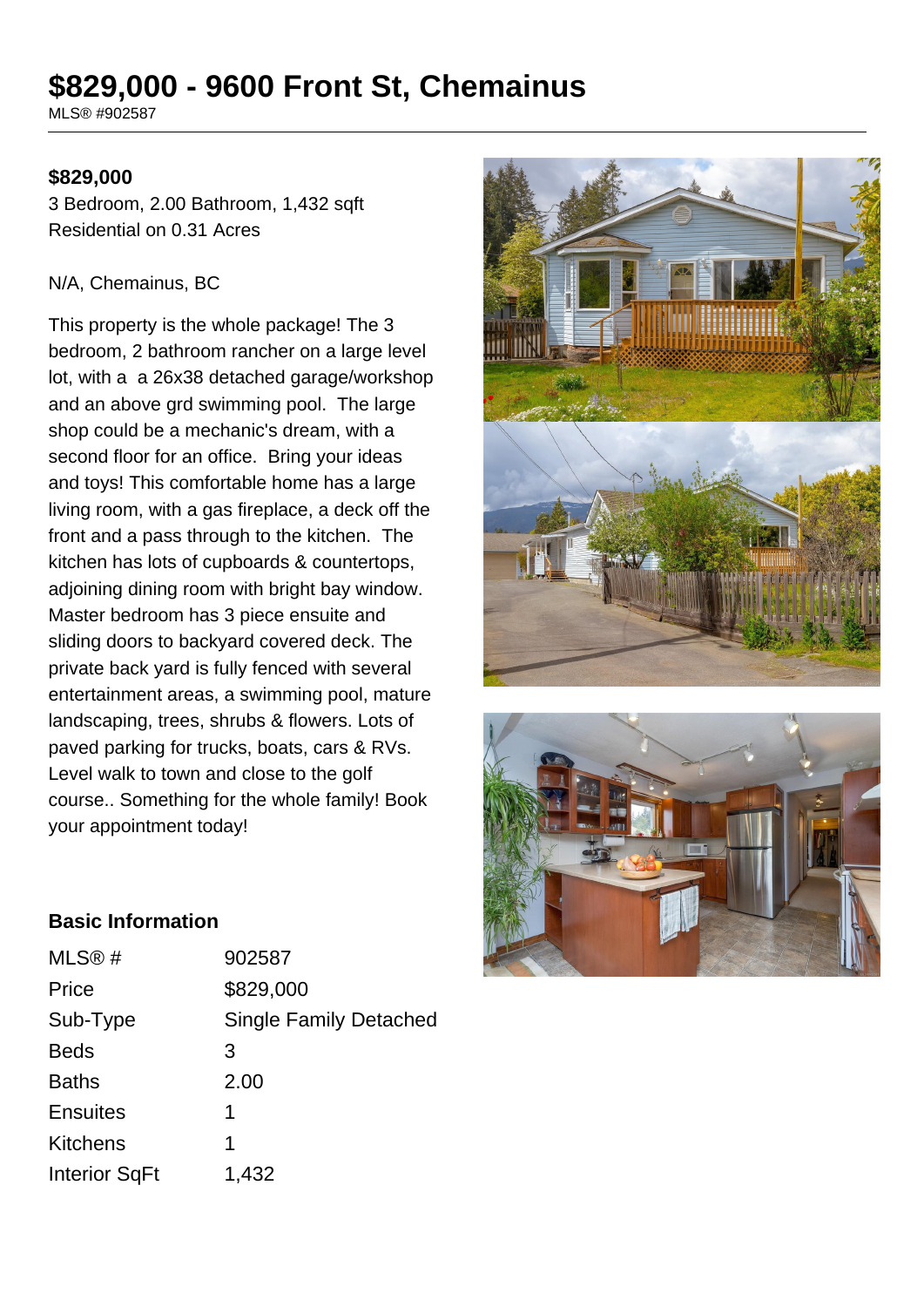# $829,000 - 9600 Front St, Chemainus

MLS® #902587

**$829,000**

3 Bedroom, 2.00 Bathroom, 1,432 sqft
Residential on 0.31 Acres

N/A, Chemainus, BC

This property is the whole package! The 3 bedroom, 2 bathroom rancher on a large level lot, with a a 26x38 detached garage/workshop and an above grd swimming pool. The large shop could be a mechanic's dream, with a second floor for an office. Bring your ideas and toys! This comfortable home has a large living room, with a gas fireplace, a deck off the front and a pass through to the kitchen. The kitchen has lots of cupboards & countertops, adjoining dining room with bright bay window. Master bedroom has 3 piece ensuite and sliding doors to backyard covered deck. The private back yard is fully fenced with several entertainment areas, a swimming pool, mature landscaping, trees, shrubs & flowers. Lots of paved parking for trucks, boats, cars & RVs. Level walk to town and close to the golf course.. Something for the whole family! Book your appointment today!

## Basic Information

| | |
|---|---|
| MLS® # | 902587 |
| Price | $829,000 |
| Sub-Type | Single Family Detached |
| Beds | 3 |
| Baths | 2.00 |
| Ensuites | 1 |
| Kitchens | 1 |
| Interior SqFt | 1,432 |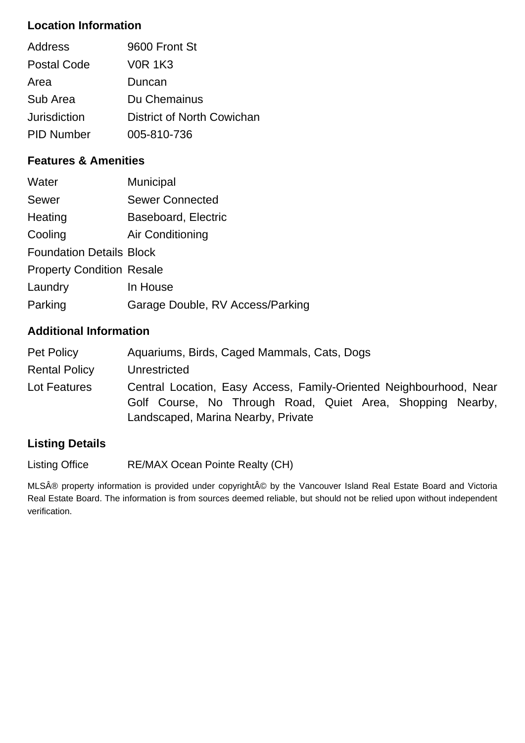### Location Information

| | |
|---|---|
| Address | 9600 Front St |
| Postal Code | V0R 1K3 |
| Area | Duncan |
| Sub Area | Du Chemainus |
| Jurisdiction | District of North Cowichan |
| PID Number | 005-810-736 |

### Features & Amenities

| | |
|---|---|
| Water | Municipal |
| Sewer | Sewer Connected |
| Heating | Baseboard, Electric |
| Cooling | Air Conditioning |
| Foundation Details | Block |
| Property Condition | Resale |
| Laundry | In House |
| Parking | Garage Double, RV Access/Parking |

### Additional Information

| | |
|---|---|
| Pet Policy | Aquariums, Birds, Caged Mammals, Cats, Dogs |
| Rental Policy | Unrestricted |
| Lot Features | Central Location, Easy Access, Family-Oriented Neighbourhood, Near Golf Course, No Through Road, Quiet Area, Shopping Nearby, Landscaped, Marina Nearby, Private |

### Listing Details

| | |
|---|---|
| Listing Office | RE/MAX Ocean Pointe Realty (CH) |

MLSÂ® property information is provided under copyrightÂ© by the Vancouver Island Real Estate Board and Victoria Real Estate Board. The information is from sources deemed reliable, but should not be relied upon without independent verification.